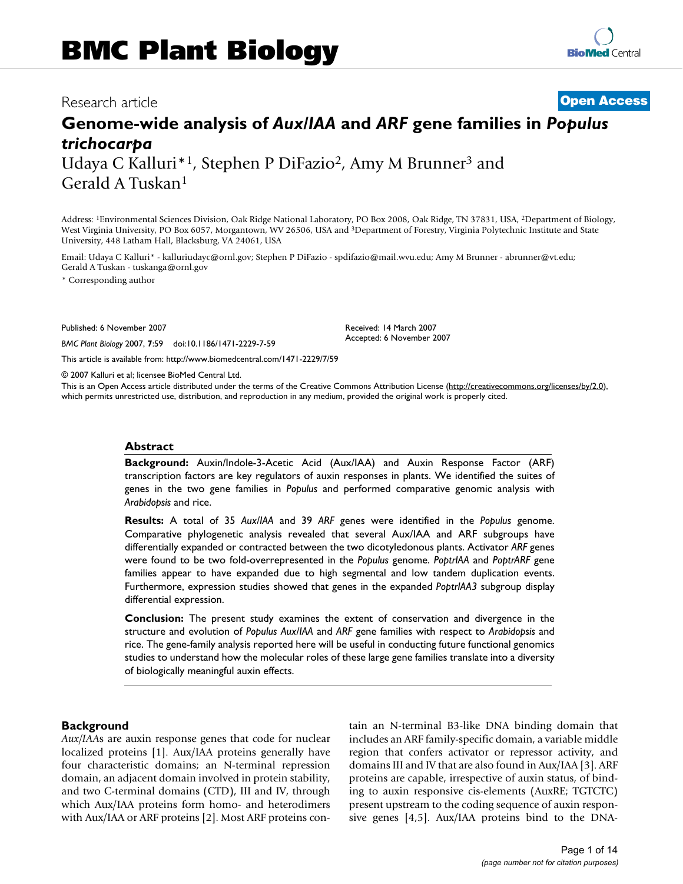# BMC Plant Biology

Research article

**Open Access**

# Genome-wide analysis of *Aux/IAA* and *ARF* gene families in *Populus trichocarpa*

Udaya C Kalluri*[1], Stephen P DiFazio[2], Amy M Brunner[3] and Gerald A Tuskan[1]

Address: [1]Environmental Sciences Division, Oak Ridge National Laboratory, PO Box 2008, Oak Ridge, TN 37831, USA, [2]Department of Biology, West Virginia University, PO Box 6057, Morgantown, WV 26506, USA and [3]Department of Forestry, Virginia Polytechnic Institute and State University, 448 Latham Hall, Blacksburg, VA 24061, USA

Email: Udaya C Kalluri* - kalluriudayc@ornl.gov; Stephen P DiFazio - spdifazio@mail.wvu.edu; Amy M Brunner - abrunner@vt.edu; Gerald A Tuskan - tuskanga@ornl.gov

\* Corresponding author

Published: 6 November 2007

*BMC Plant Biology* 2007, **7**:59 doi:10.1186/1471-2229-7-59

Received: 14 March 2007
Accepted: 6 November 2007

This article is available from: http://www.biomedcentral.com/1471-2229/7/59

© 2007 Kalluri et al; licensee BioMed Central Ltd.

This is an Open Access article distributed under the terms of the Creative Commons Attribution License (http://creativecommons.org/licenses/by/2.0), which permits unrestricted use, distribution, and reproduction in any medium, provided the original work is properly cited.

## Abstract

**Background:** Auxin/Indole-3-Acetic Acid (Aux/IAA) and Auxin Response Factor (ARF) transcription factors are key regulators of auxin responses in plants. We identified the suites of genes in the two gene families in *Populus* and performed comparative genomic analysis with *Arabidopsis* and rice.

**Results:** A total of 35 *Aux/IAA* and 39 *ARF* genes were identified in the *Populus* genome. Comparative phylogenetic analysis revealed that several Aux/IAA and ARF subgroups have differentially expanded or contracted between the two dicotyledonous plants. Activator *ARF* genes were found to be two fold-overrepresented in the *Populus* genome. *PoptrIAA* and *PoptrARF* gene families appear to have expanded due to high segmental and low tandem duplication events. Furthermore, expression studies showed that genes in the expanded *PoptrIAA3* subgroup display differential expression.

**Conclusion:** The present study examines the extent of conservation and divergence in the structure and evolution of *Populus Aux/IAA* and *ARF* gene families with respect to *Arabidopsis* and rice. The gene-family analysis reported here will be useful in conducting future functional genomics studies to understand how the molecular roles of these large gene families translate into a diversity of biologically meaningful auxin effects.

## Background

*Aux/IAA*s are auxin response genes that code for nuclear localized proteins [1]. Aux/IAA proteins generally have four characteristic domains; an N-terminal repression domain, an adjacent domain involved in protein stability, and two C-terminal domains (CTD), III and IV, through which Aux/IAA proteins form homo- and heterodimers with Aux/IAA or ARF proteins [2]. Most ARF proteins contain an N-terminal B3-like DNA binding domain that includes an ARF family-specific domain, a variable middle region that confers activator or repressor activity, and domains III and IV that are also found in Aux/IAA [3]. ARF proteins are capable, irrespective of auxin status, of binding to auxin responsive cis-elements (AuxRE; TGTCTC) present upstream to the coding sequence of auxin responsive genes [4,5]. Aux/IAA proteins bind to the DNA-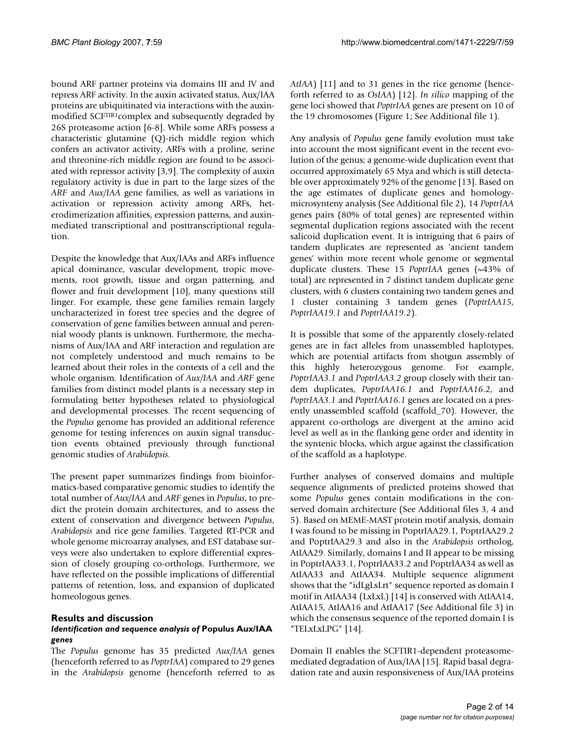bound ARF partner proteins via domains III and IV and repress ARF activity. In the auxin activated status, Aux/IAA proteins are ubiquitinated via interactions with the auxin-modified SCF$^{TIR1}$complex and subsequently degraded by 26S proteasome action [6-8]. While some ARFs possess a characteristic glutamine (Q)-rich middle region which confers an activator activity, ARFs with a proline, serine and threonine-rich middle region are found to be associated with repressor activity [3,9]. The complexity of auxin regulatory activity is due in part to the large sizes of the *ARF* and *Aux/IAA* gene families, as well as variations in activation or repression activity among ARFs, heterodimerization affinities, expression patterns, and auxin-mediated transcriptional and posttranscriptional regulation.

Despite the knowledge that Aux/IAAs and ARFs influence apical dominance, vascular development, tropic movements, root growth, tissue and organ patterning, and flower and fruit development [10], many questions still linger. For example, these gene families remain largely uncharacterized in forest tree species and the degree of conservation of gene families between annual and perennial woody plants is unknown. Furthermore, the mechanisms of Aux/IAA and ARF interaction and regulation are not completely understood and much remains to be learned about their roles in the contexts of a cell and the whole organism. Identification of *Aux/IAA* and *ARF* gene families from distinct model plants is a necessary step in formulating better hypotheses related to physiological and developmental processes. The recent sequencing of the *Populus* genome has provided an additional reference genome for testing inferences on auxin signal transduction events obtained previously through functional genomic studies of *Arabidopsis*.

The present paper summarizes findings from bioinformatics-based comparative genomic studies to identify the total number of *Aux/IAA* and *ARF* genes in *Populus*, to predict the protein domain architectures, and to assess the extent of conservation and divergence between *Populus*, *Arabidopsis* and rice gene families. Targeted RT-PCR and whole genome microarray analyses, and EST database surveys were also undertaken to explore differential expression of closely grouping co-orthologs. Furthermore, we have reflected on the possible implications of differential patterns of retention, loss, and expansion of duplicated homeologous genes.

## Results and discussion

### *Identification and sequence analysis of* Populus Aux/IAA *genes*

The *Populus* genome has 35 predicted *Aux/IAA* genes (henceforth referred to as *PoptrIAA*) compared to 29 genes in the *Arabidopsis* genome (henceforth referred to as *AtIAA*) [11] and to 31 genes in the rice genome (henceforth referred to as *OsIAA*) [12]. *In silico* mapping of the gene loci showed that *PoptrIAA* genes are present on 10 of the 19 chromosomes (Figure 1; See Additional file 1).

Any analysis of *Populus* gene family evolution must take into account the most significant event in the recent evolution of the genus; a genome-wide duplication event that occurred approximately 65 Mya and which is still detectable over approximately 92% of the genome [13]. Based on the age estimates of duplicate genes and homology-microsynteny analysis (See Additional file 2), 14 *PoptrIAA* genes pairs (80% of total genes) are represented within segmental duplication regions associated with the recent salicoid duplication event. It is intriguing that 6 pairs of tandem duplicates are represented as 'ancient tandem genes' within more recent whole genome or segmental duplicate clusters. These 15 *PoptrIAA* genes (~43% of total) are represented in 7 distinct tandem duplicate gene clusters, with 6 clusters containing two tandem genes and 1 cluster containing 3 tandem genes (*PoptrIAA15*, *PoptrIAA19.1* and *PoptrIAA19.2*).

It is possible that some of the apparently closely-related genes are in fact alleles from unassembled haplotypes, which are potential artifacts from shotgun assembly of this highly heterozygous genome. For example, *PoptrIAA3.1* and *PoptrIAA3.2* group closely with their tandem duplicates, *PoptrIAA16.1* and *PoptrIAA16.2*, and *PoptrIAA3.1* and *PoptrIAA16.1* genes are located on a presently unassembled scaffold (scaffold_70). However, the apparent co-orthologs are divergent at the amino acid level as well as in the flanking gene order and identity in the syntenic blocks, which argue against the classification of the scaffold as a haplotype.

Further analyses of conserved domains and multiple sequence alignments of predicted proteins showed that some *Populus* genes contain modifications in the conserved domain architecture (See Additional files 3, 4 and 5). Based on MEME-MAST protein motif analysis, domain I was found to be missing in PoptrIAA29.1, PoptrIAA29.2 and PoptrIAA29.3 and also in the *Arabidopsis* ortholog, AtIAA29. Similarly, domains I and II appear to be missing in PoptrIAA33.1, PoptrIAA33.2 and PoptrIAA34 as well as AtIAA33 and AtIAA34. Multiple sequence alignment shows that the "idLgLsLrt" sequence reported as domain I motif in AtIAA34 (LxLxL) [14] is conserved with AtIAA14, AtIAA15, AtIAA16 and AtIAA17 (See Additional file 3) in which the consensus sequence of the reported domain I is "TELxLxLPG" [14].

Domain II enables the SCFTIR1-dependent proteasome-mediated degradation of Aux/IAA [15]. Rapid basal degradation rate and auxin responsiveness of Aux/IAA proteins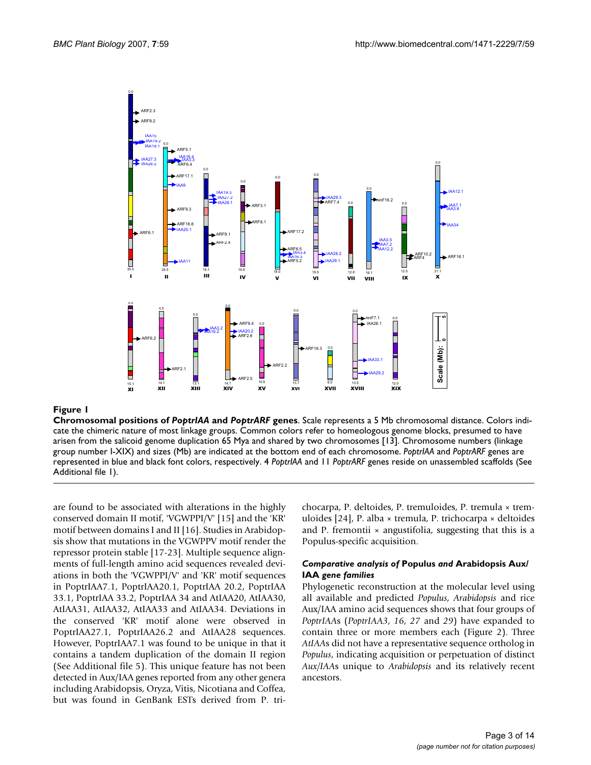**Figure 1**

**Chromosomal positions of *PoptrIAA* and *PoptrARF* genes**. Scale represents a 5 Mb chromosomal distance. Colors indicate the chimeric nature of most linkage groups. Common colors refer to homeologous genome blocks, presumed to have arisen from the salicoid genome duplication 65 Mya and shared by two chromosomes [13]. Chromosome numbers (linkage group number I-XIX) and sizes (Mb) are indicated at the bottom end of each chromosome. *PoptrIAA* and *PoptrARF* genes are represented in blue and black font colors, respectively. 4 *PoptrIAA* and 11 *PoptrARF* genes reside on unassembled scaffolds (See Additional file 1).

are found to be associated with alterations in the highly conserved domain II motif, 'VGWPPI/V' [15] and the 'KR' motif between domains I and II [16]. Studies in Arabidopsis show that mutations in the VGWPPV motif render the repressor protein stable [17-23]. Multiple sequence alignments of full-length amino acid sequences revealed deviations in both the 'VGWPPI/V' and 'KR' motif sequences in PoptrIAA7.1, PoptrIAA20.1, PoptrIAA 20.2, PoptrIAA 33.1, PoptrIAA 33.2, PoptrIAA 34 and AtIAA20, AtIAA30, AtIAA31, AtIAA32, AtIAA33 and AtIAA34. Deviations in the conserved 'KR' motif alone were observed in PoptrIAA27.1, PoptrIAA26.2 and AtIAA28 sequences. However, PoptrIAA7.1 was found to be unique in that it contains a tandem duplication of the domain II region (See Additional file 5). This unique feature has not been detected in Aux/IAA genes reported from any other genera including Arabidopsis, Oryza, Vitis, Nicotiana and Coffea, but was found in GenBank ESTs derived from P. trichocarpa, P. deltoides, P. tremuloides, P. tremula × tremuloides [24], P. alba × tremula, P. trichocarpa × deltoides and P. fremontii × angustifolia, suggesting that this is a Populus-specific acquisition.

### *Comparative analysis of* Populus *and* Arabidopsis Aux/IAA *gene families*

Phylogenetic reconstruction at the molecular level using all available and predicted *Populus*, *Arabidopsis* and rice Aux/IAA amino acid sequences shows that four groups of *PoptrIAAs* (*PoptrIAA3*, *16*, *27* and *29*) have expanded to contain three or more members each (Figure 2). Three *AtIAAs* did not have a representative sequence ortholog in *Populus*, indicating acquisition or perpetuation of distinct *Aux/IAAs* unique to *Arabidopsis* and its relatively recent ancestors.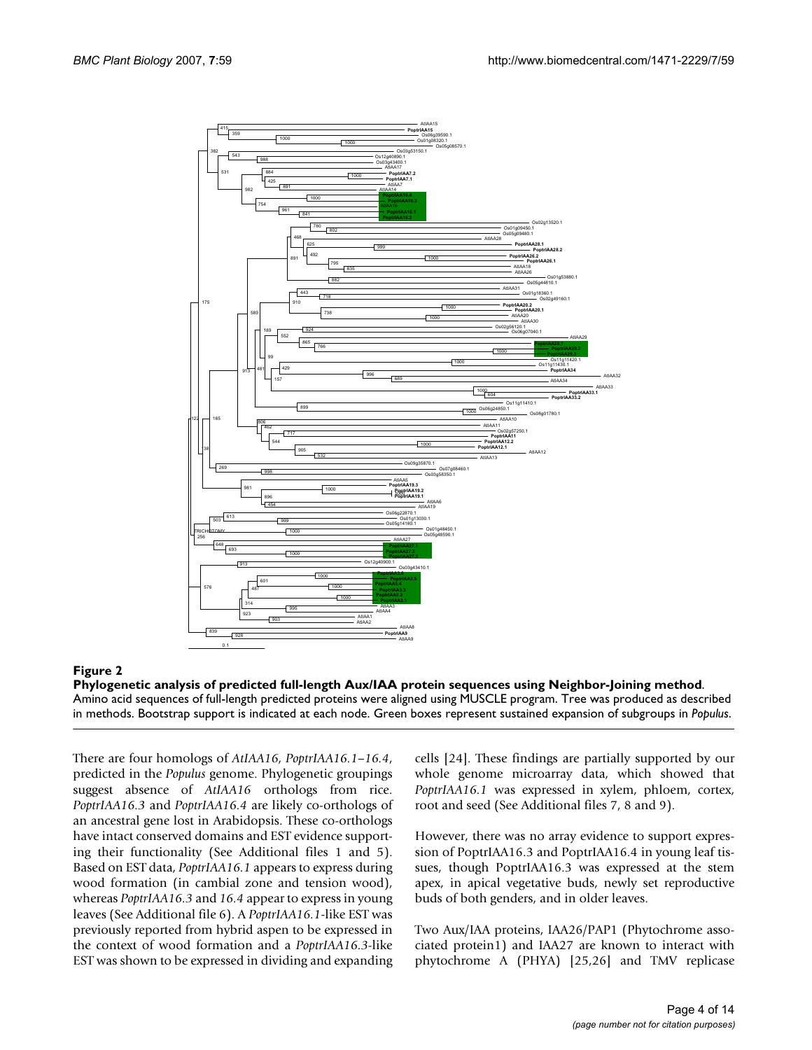**Figure 2**

**Phylogenetic analysis of predicted full-length Aux/IAA protein sequences using Neighbor-Joining method**. Amino acid sequences of full-length predicted proteins were aligned using MUSCLE program. Tree was produced as described in methods. Bootstrap support is indicated at each node. Green boxes represent sustained expansion of subgroups in *Populus*.

There are four homologs of *AtIAA16*, *PoptrIAA16.1–16.4*, predicted in the *Populus* genome. Phylogenetic groupings suggest absence of *AtIAA16* orthologs from rice. *PoptrIAA16.3* and *PoptrIAA16.4* are likely co-orthologs of an ancestral gene lost in Arabidopsis. These co-orthologs have intact conserved domains and EST evidence supporting their functionality (See Additional files 1 and 5). Based on EST data, *PoptrIAA16.1* appears to express during wood formation (in cambial zone and tension wood), whereas *PoptrIAA16.3* and *16.4* appear to express in young leaves (See Additional file 6). A *PoptrIAA16.1*-like EST was previously reported from hybrid aspen to be expressed in the context of wood formation and a *PoptrIAA16.3*-like EST was shown to be expressed in dividing and expanding cells [24]. These findings are partially supported by our whole genome microarray data, which showed that *PoptrIAA16.1* was expressed in xylem, phloem, cortex, root and seed (See Additional files 7, 8 and 9).

However, there was no array evidence to support expression of PoptrIAA16.3 and PoptrIAA16.4 in young leaf tissues, though PoptrIAA16.3 was expressed at the stem apex, in apical vegetative buds, newly set reproductive buds of both genders, and in older leaves.

Two Aux/IAA proteins, IAA26/PAP1 (Phytochrome associated protein1) and IAA27 are known to interact with phytochrome A (PHYA) [25,26] and TMV replicase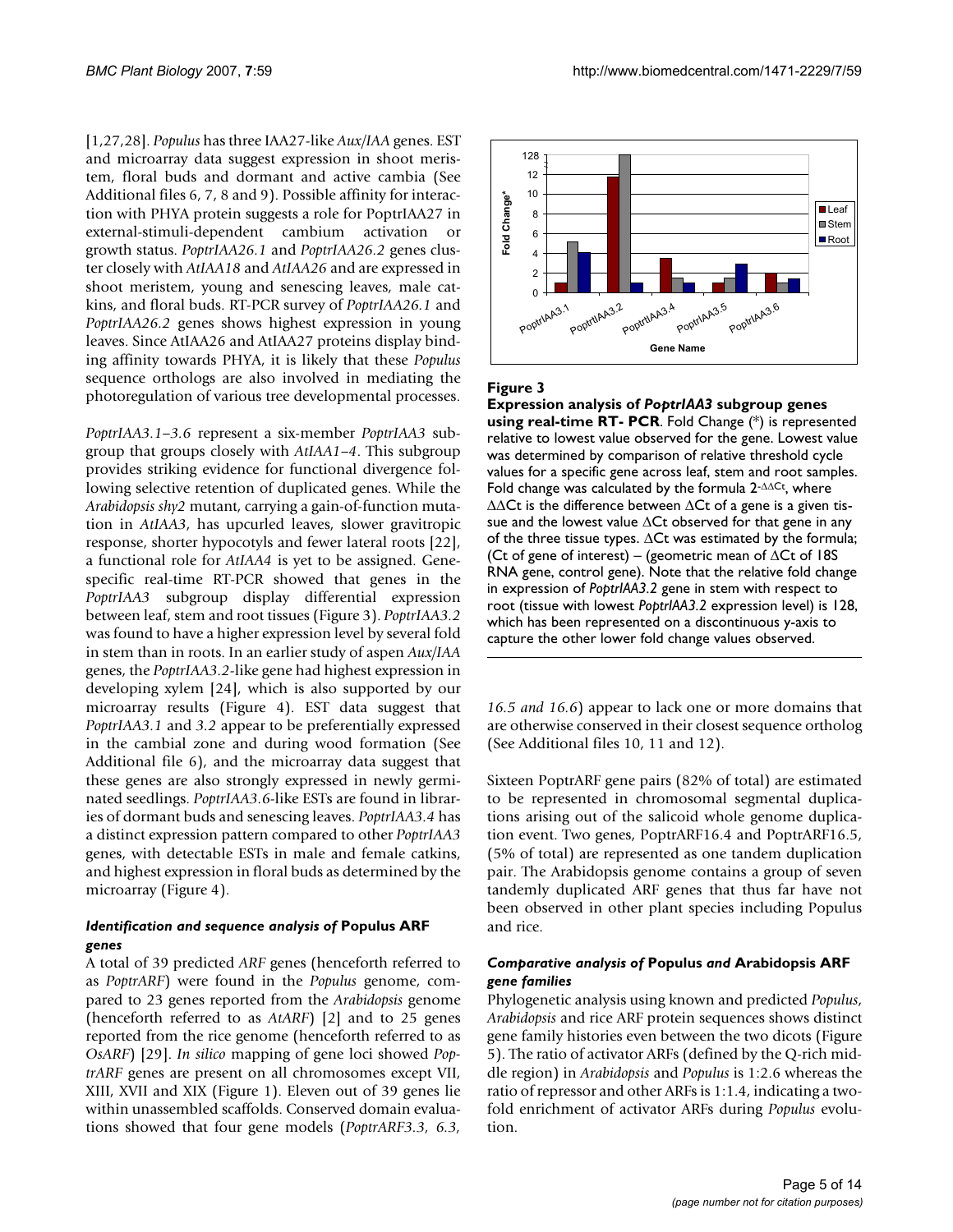[1,27,28]. *Populus* has three IAA27-like *Aux/IAA* genes. EST and microarray data suggest expression in shoot meristem, floral buds and dormant and active cambia (See Additional files 6, 7, 8 and 9). Possible affinity for interaction with PHYA protein suggests a role for PoptrIAA27 in external-stimuli-dependent cambium activation or growth status. *PoptrIAA26.1* and *PoptrIAA26.2* genes cluster closely with *AtIAA18* and *AtIAA26* and are expressed in shoot meristem, young and senescing leaves, male catkins, and floral buds. RT-PCR survey of *PoptrIAA26.1* and *PoptrIAA26.2* genes shows highest expression in young leaves. Since AtIAA26 and AtIAA27 proteins display binding affinity towards PHYA, it is likely that these *Populus* sequence orthologs are also involved in mediating the photoregulation of various tree developmental processes.

*PoptrIAA3.1–3.6* represent a six-member *PoptrIAA3* subgroup that groups closely with *AtIAA1–4*. This subgroup provides striking evidence for functional divergence following selective retention of duplicated genes. While the *Arabidopsis shy2* mutant, carrying a gain-of-function mutation in *AtIAA3*, has upcurled leaves, slower gravitropic response, shorter hypocotyls and fewer lateral roots [22], a functional role for *AtIAA4* is yet to be assigned. Gene-specific real-time RT-PCR showed that genes in the *PoptrIAA3* subgroup display differential expression between leaf, stem and root tissues (Figure 3). *PoptrIAA3.2* was found to have a higher expression level by several fold in stem than in roots. In an earlier study of aspen *Aux/IAA* genes, the *PoptrIAA3.2*-like gene had highest expression in developing xylem [24], which is also supported by our microarray results (Figure 4). EST data suggest that *PoptrIAA3.1* and *3.2* appear to be preferentially expressed in the cambial zone and during wood formation (See Additional file 6), and the microarray data suggest that these genes are also strongly expressed in newly germinated seedlings. *PoptrIAA3.6*-like ESTs are found in libraries of dormant buds and senescing leaves. *PoptrIAA3.4* has a distinct expression pattern compared to other *PoptrIAA3* genes, with detectable ESTs in male and female catkins, and highest expression in floral buds as determined by the microarray (Figure 4).

**Figure 3**

**Expression analysis of *PoptrIAA3* subgroup genes using real-time RT- PCR**. Fold Change (*) is represented relative to lowest value observed for the gene. Lowest value was determined by comparison of relative threshold cycle values for a specific gene across leaf, stem and root samples. Fold change was calculated by the formula $2^{-\Delta\Delta Ct}$, where $\Delta\Delta Ct$ is the difference between $\Delta Ct$ of a gene is a given tissue and the lowest value $\Delta Ct$ observed for that gene in any of the three tissue types. $\Delta Ct$ was estimated by the formula; (Ct of gene of interest) – (geometric mean of $\Delta Ct$ of 18S RNA gene, control gene). Note that the relative fold change in expression of *PoptrIAA3.2* gene in stem with respect to root (tissue with lowest *PoptrIAA3.2* expression level) is 128, which has been represented on a discontinuous y-axis to capture the other lower fold change values observed.

### *Identification and sequence analysis of* Populus ARF *genes*

A total of 39 predicted *ARF* genes (henceforth referred to as *PoptrARF*) were found in the *Populus* genome, compared to 23 genes reported from the *Arabidopsis* genome (henceforth referred to as *AtARF*) [2] and to 25 genes reported from the rice genome (henceforth referred to as *OsARF*) [29]. *In silico* mapping of gene loci showed *PoptrARF* genes are present on all chromosomes except VII, XIII, XVII and XIX (Figure 1). Eleven out of 39 genes lie within unassembled scaffolds. Conserved domain evaluations showed that four gene models (*PoptrARF3.3, 6.3, 16.5 and 16.6*) appear to lack one or more domains that are otherwise conserved in their closest sequence ortholog (See Additional files 10, 11 and 12).

Sixteen PoptrARF gene pairs (82% of total) are estimated to be represented in chromosomal segmental duplications arising out of the salicoid whole genome duplication event. Two genes, PoptrARF16.4 and PoptrARF16.5, (5% of total) are represented as one tandem duplication pair. The Arabidopsis genome contains a group of seven tandemly duplicated ARF genes that thus far have not been observed in other plant species including Populus and rice.

### *Comparative analysis of* Populus *and* Arabidopsis ARF *gene families*

Phylogenetic analysis using known and predicted *Populus*, *Arabidopsis* and rice ARF protein sequences shows distinct gene family histories even between the two dicots (Figure 5). The ratio of activator ARFs (defined by the Q-rich middle region) in *Arabidopsis* and *Populus* is 1:2.6 whereas the ratio of repressor and other ARFs is 1:1.4, indicating a two-fold enrichment of activator ARFs during *Populus* evolution.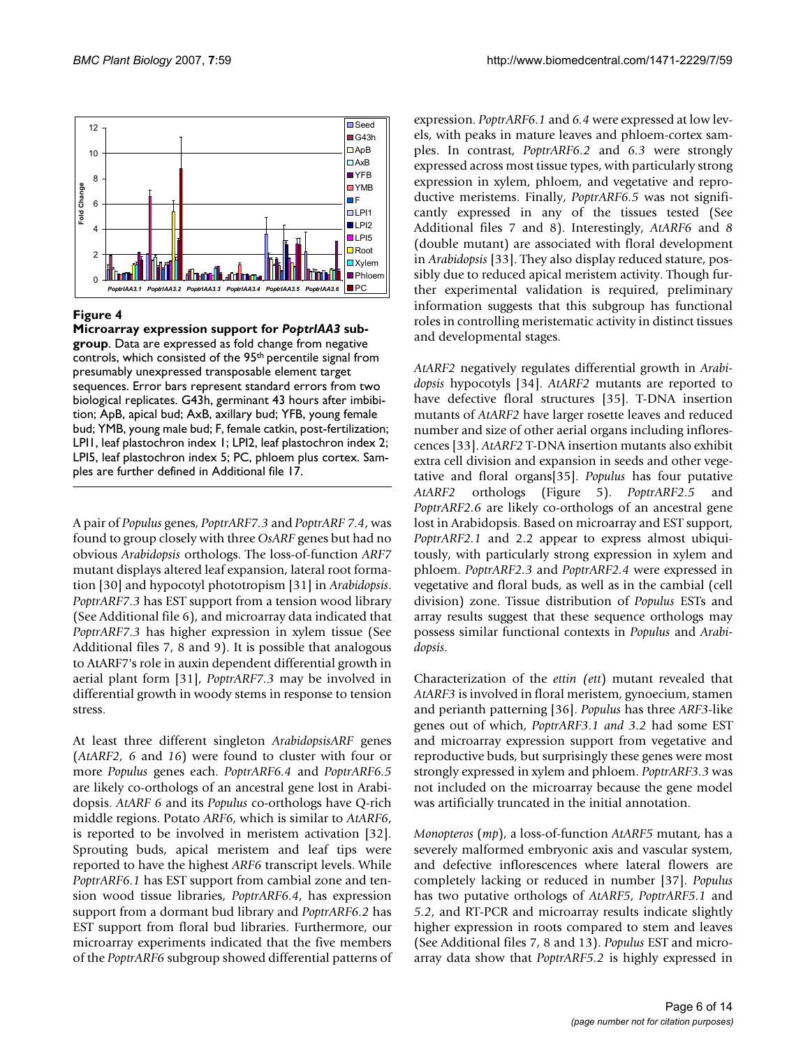**Figure 4**

**Microarray expression support for *PoptrIAA3* subgroup**. Data are expressed as fold change from negative controls, which consisted of the 95[th] percentile signal from presumably unexpressed transposable element target sequences. Error bars represent standard errors from two biological replicates. G43h, germinant 43 hours after imbibition; ApB, apical bud; AxB, axillary bud; YFB, young female bud; YMB, young male bud; F, female catkin, post-fertilization; LPI1, leaf plastochron index 1; LPI2, leaf plastochron index 2; LPI5, leaf plastochron index 5; PC, phloem plus cortex. Samples are further defined in Additional file 17.

A pair of *Populus* genes, *PoptrARF7.3* and *PoptrARF 7.4*, was found to group closely with three *OsARF* genes but had no obvious *Arabidopsis* orthologs. The loss-of-function *ARF7* mutant displays altered leaf expansion, lateral root formation [30] and hypocotyl phototropism [31] in *Arabidopsis*. *PoptrARF7.3* has EST support from a tension wood library (See Additional file 6), and microarray data indicated that *PoptrARF7.3* has higher expression in xylem tissue (See Additional files 7, 8 and 9). It is possible that analogous to AtARF7's role in auxin dependent differential growth in aerial plant form [31], *PoptrARF7.3* may be involved in differential growth in woody stems in response to tension stress.

At least three different singleton *ArabidopsisARF* genes (*AtARF2*, *6* and *16*) were found to cluster with four or more *Populus* genes each. *PoptrARF6.4* and *PoptrARF6.5* are likely co-orthologs of an ancestral gene lost in Arabidopsis. *AtARF 6* and its *Populus* co-orthologs have Q-rich middle regions. Potato *ARF6*, which is similar to *AtARF6*, is reported to be involved in meristem activation [32]. Sprouting buds, apical meristem and leaf tips were reported to have the highest *ARF6* transcript levels. While *PoptrARF6.1* has EST support from cambial zone and tension wood tissue libraries, *PoptrARF6.4*, has expression support from a dormant bud library and *PoptrARF6.2* has EST support from floral bud libraries. Furthermore, our microarray experiments indicated that the five members of the *PoptrARF6* subgroup showed differential patterns of expression. *PoptrARF6.1* and *6.4* were expressed at low levels, with peaks in mature leaves and phloem-cortex samples. In contrast, *PoptrARF6.2* and *6.3* were strongly expressed across most tissue types, with particularly strong expression in xylem, phloem, and vegetative and reproductive meristems. Finally, *PoptrARF6.5* was not significantly expressed in any of the tissues tested (See Additional files 7 and 8). Interestingly, *AtARF6* and *8* (double mutant) are associated with floral development in *Arabidopsis* [33]. They also display reduced stature, possibly due to reduced apical meristem activity. Though further experimental validation is required, preliminary information suggests that this subgroup has functional roles in controlling meristematic activity in distinct tissues and developmental stages.

*AtARF2* negatively regulates differential growth in *Arabidopsis* hypocotyls [34]. *AtARF2* mutants are reported to have defective floral structures [35]. T-DNA insertion mutants of *AtARF2* have larger rosette leaves and reduced number and size of other aerial organs including inflorescences [33]. *AtARF2* T-DNA insertion mutants also exhibit extra cell division and expansion in seeds and other vegetative and floral organs[35]. *Populus* has four putative *AtARF2* orthologs (Figure 5). *PoptrARF2.5* and *PoptrARF2.6* are likely co-orthologs of an ancestral gene lost in Arabidopsis. Based on microarray and EST support, *PoptrARF2.1* and 2.2 appear to express almost ubiquitously, with particularly strong expression in xylem and phloem. *PoptrARF2.3* and *PoptrARF2.4* were expressed in vegetative and floral buds, as well as in the cambial (cell division) zone. Tissue distribution of *Populus* ESTs and array results suggest that these sequence orthologs may possess similar functional contexts in *Populus* and *Arabidopsis*.

Characterization of the *ettin* (*ett*) mutant revealed that *AtARF3* is involved in floral meristem, gynoecium, stamen and perianth patterning [36]. *Populus* has three *ARF3*-like genes out of which, *PoptrARF3.1 and 3.2* had some EST and microarray expression support from vegetative and reproductive buds, but surprisingly these genes were most strongly expressed in xylem and phloem. *PoptrARF3.3* was not included on the microarray because the gene model was artificially truncated in the initial annotation.

*Monopteros* (*mp*), a loss-of-function *AtARF5* mutant, has a severely malformed embryonic axis and vascular system, and defective inflorescences where lateral flowers are completely lacking or reduced in number [37]. *Populus* has two putative orthologs of *AtARF5*, *PoptrARF5.1* and *5.2*, and RT-PCR and microarray results indicate slightly higher expression in roots compared to stem and leaves (See Additional files 7, 8 and 13). *Populus* EST and microarray data show that *PoptrARF5.2* is highly expressed in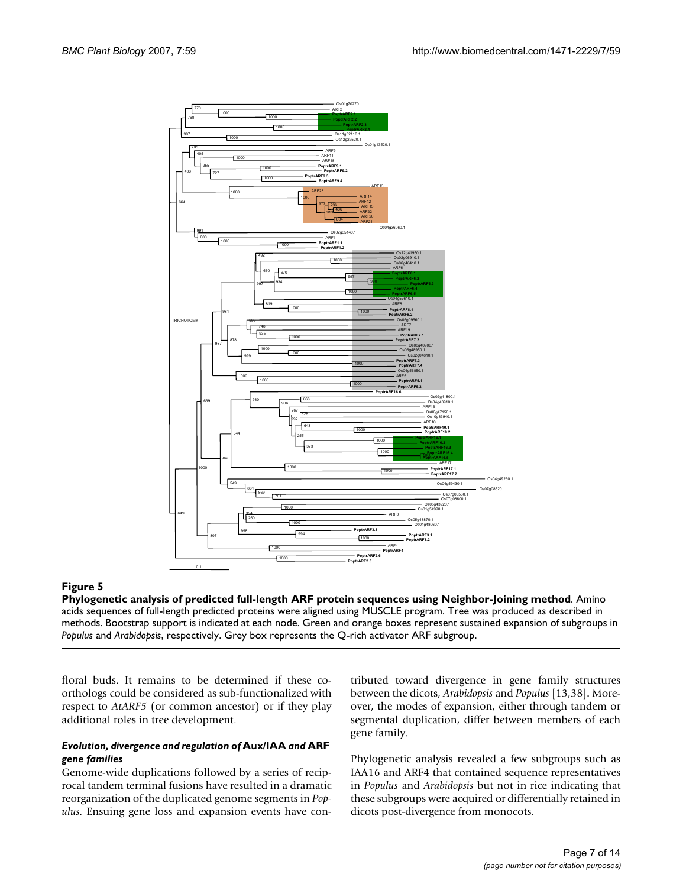**Figure 5**

**Phylogenetic analysis of predicted full-length ARF protein sequences using Neighbor-Joining method**. Amino acids sequences of full-length predicted proteins were aligned using MUSCLE program. Tree was produced as described in methods. Bootstrap support is indicated at each node. Green and orange boxes represent sustained expansion of subgroups in *Populus* and *Arabidopsis*, respectively. Grey box represents the Q-rich activator ARF subgroup.

floral buds. It remains to be determined if these co-orthologs could be considered as sub-functionalized with respect to *AtARF5* (or common ancestor) or if they play additional roles in tree development.

### *Evolution, divergence and regulation of* Aux/IAA *and* ARF *gene families*

Genome-wide duplications followed by a series of reciprocal tandem terminal fusions have resulted in a dramatic reorganization of the duplicated genome segments in *Populus*. Ensuing gene loss and expansion events have contributed toward divergence in gene family structures between the dicots, *Arabidopsis* and *Populus* [13,38]. Moreover, the modes of expansion, either through tandem or segmental duplication, differ between members of each gene family.

Phylogenetic analysis revealed a few subgroups such as IAA16 and ARF4 that contained sequence representatives in *Populus* and *Arabidopsis* but not in rice indicating that these subgroups were acquired or differentially retained in dicots post-divergence from monocots.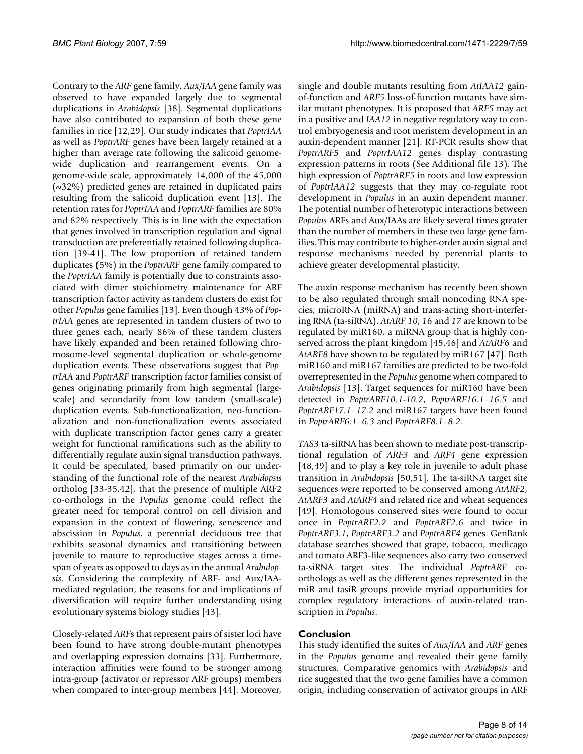Contrary to the *ARF* gene family, *Aux/IAA* gene family was observed to have expanded largely due to segmental duplications in *Arabidopsis* [38]. Segmental duplications have also contributed to expansion of both these gene families in rice [12,29]. Our study indicates that *PoptrIAA* as well as *PoptrARF* genes have been largely retained at a higher than average rate following the salicoid genome-wide duplication and rearrangement events. On a genome-wide scale, approximately 14,000 of the 45,000 (~32%) predicted genes are retained in duplicated pairs resulting from the salicoid duplication event [13]. The retention rates for *PoptrIAA* and *PoptrARF* families are 80% and 82% respectively. This is in line with the expectation that genes involved in transcription regulation and signal transduction are preferentially retained following duplication [39-41]. The low proportion of retained tandem duplicates (5%) in the *PoptrARF* gene family compared to the *PoptrIAA* family is potentially due to constraints associated with dimer stoichiometry maintenance for ARF transcription factor activity as tandem clusters do exist for other *Populus* gene families [13]. Even though 43% of *PoptrIAA* genes are represented in tandem clusters of two to three genes each, nearly 86% of these tandem clusters have likely expanded and been retained following chromosome-level segmental duplication or whole-genome duplication events. These observations suggest that *PoptrIAA* and *PoptrARF* transcription factor families consist of genes originating primarily from high segmental (large-scale) and secondarily from low tandem (small-scale) duplication events. Sub-functionalization, neo-functionalization and non-functionalization events associated with duplicate transcription factor genes carry a greater weight for functional ramifications such as the ability to differentially regulate auxin signal transduction pathways. It could be speculated, based primarily on our understanding of the functional role of the nearest *Arabidopsis* ortholog [33-35,42], that the presence of multiple ARF2 co-orthologs in the *Populus* genome could reflect the greater need for temporal control on cell division and expansion in the context of flowering, senescence and abscission in *Populus*, a perennial deciduous tree that exhibits seasonal dynamics and transitioning between juvenile to mature to reproductive stages across a time-span of years as opposed to days as in the annual *Arabidopsis*. Considering the complexity of ARF- and Aux/IAA-mediated regulation, the reasons for and implications of diversification will require further understanding using evolutionary systems biology studies [43].

Closely-related *ARF*s that represent pairs of sister loci have been found to have strong double-mutant phenotypes and overlapping expression domains [33]. Furthermore, interaction affinities were found to be stronger among intra-group (activator or repressor ARF groups) members when compared to inter-group members [44]. Moreover, single and double mutants resulting from *AtIAA12* gain-of-function and *ARF5* loss-of-function mutants have similar mutant phenotypes. It is proposed that *ARF5* may act in a positive and *IAA12* in negative regulatory way to control embryogenesis and root meristem development in an auxin-dependent manner [21]. RT-PCR results show that *PoptrARF5* and *PoptrIAA12* genes display contrasting expression patterns in roots (See Additional file 13). The high expression of *PoptrARF5* in roots and low expression of *PoptrIAA12* suggests that they may co-regulate root development in *Populus* in an auxin dependent manner. The potential number of heterotypic interactions between *Populus* ARFs and Aux/IAAs are likely several times greater than the number of members in these two large gene families. This may contribute to higher-order auxin signal and response mechanisms needed by perennial plants to achieve greater developmental plasticity.

The auxin response mechanism has recently been shown to be also regulated through small noncoding RNA species; microRNA (miRNA) and trans-acting short-interfering RNA (ta-siRNA). *AtARF 10*, *16* and *17* are known to be regulated by miR160, a miRNA group that is highly conserved across the plant kingdom [45,46] and *AtARF6* and *AtARF8* have shown to be regulated by miR167 [47]. Both miR160 and miR167 families are predicted to be two-fold overrepresented in the *Populus* genome when compared to *Arabidopsis* [13]. Target sequences for miR160 have been detected in *PoptrARF10.1-10.2*, *PoptrARF16.1–16.5* and *PoptrARF17.1–17.2* and miR167 targets have been found in *PoptrARF6.1–6.3* and *PoptrARF8.1–8.2*.

*TAS3* ta-siRNA has been shown to mediate post-transcriptional regulation of *ARF3* and *ARF4* gene expression [48,49] and to play a key role in juvenile to adult phase transition in *Arabidopsis* [50,51]. The ta-siRNA target site sequences were reported to be conserved among *AtARF2*, *AtARF3* and *AtARF4* and related rice and wheat sequences [49]. Homologous conserved sites were found to occur once in *PoptrARF2.2* and *PoptrARF2.6* and twice in *PoptrARF3.1*, *PoptrARF3.2* and *PoptrARF4* genes. GenBank database searches showed that grape, tobacco, medicago and tomato ARF3-like sequences also carry two conserved ta-siRNA target sites. The individual *PoptrARF* co-orthologs as well as the different genes represented in the miR and tasiR groups provide myriad opportunities for complex regulatory interactions of auxin-related transcription in *Populus*.

## Conclusion

This study identified the suites of *Aux/IAA* and *ARF* genes in the *Populus* genome and revealed their gene family structures. Comparative genomics with *Arabidopsis* and rice suggested that the two gene families have a common origin, including conservation of activator groups in ARF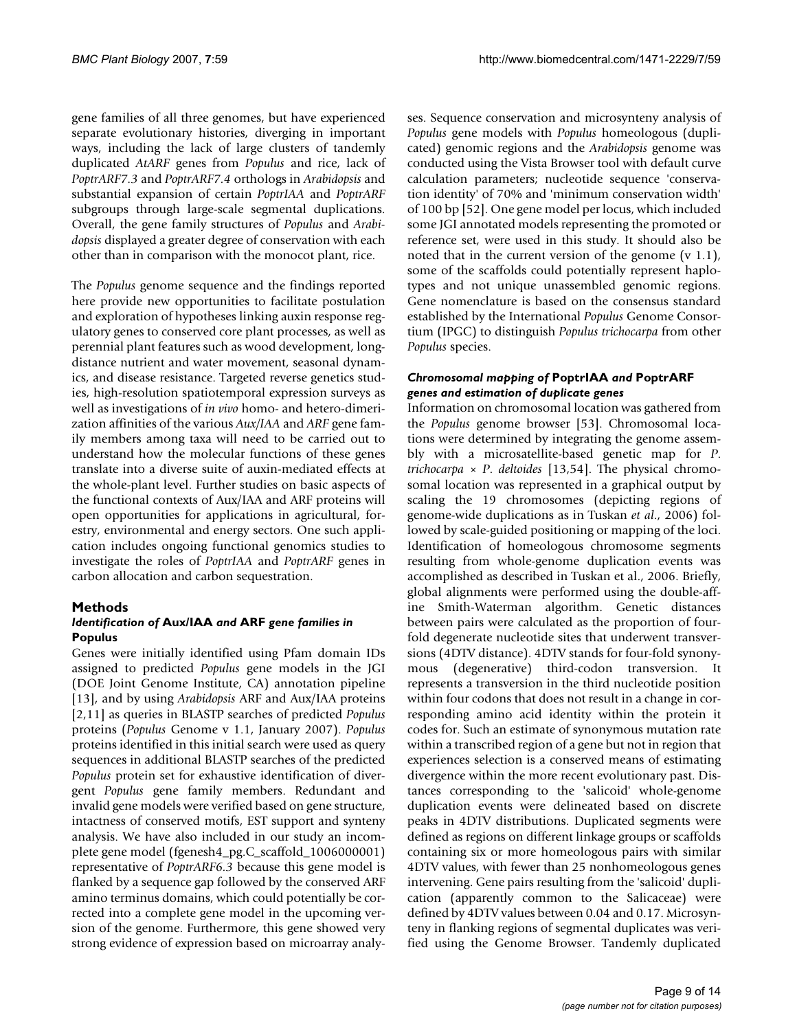gene families of all three genomes, but have experienced separate evolutionary histories, diverging in important ways, including the lack of large clusters of tandemly duplicated *AtARF* genes from *Populus* and rice, lack of *PoptrARF7.3* and *PoptrARF7.4* orthologs in *Arabidopsis* and substantial expansion of certain *PoptrIAA* and *PoptrARF* subgroups through large-scale segmental duplications. Overall, the gene family structures of *Populus* and *Arabidopsis* displayed a greater degree of conservation with each other than in comparison with the monocot plant, rice.

The *Populus* genome sequence and the findings reported here provide new opportunities to facilitate postulation and exploration of hypotheses linking auxin response regulatory genes to conserved core plant processes, as well as perennial plant features such as wood development, long-distance nutrient and water movement, seasonal dynamics, and disease resistance. Targeted reverse genetics studies, high-resolution spatiotemporal expression surveys as well as investigations of *in vivo* homo- and hetero-dimerization affinities of the various *Aux/IAA* and *ARF* gene family members among taxa will need to be carried out to understand how the molecular functions of these genes translate into a diverse suite of auxin-mediated effects at the whole-plant level. Further studies on basic aspects of the functional contexts of Aux/IAA and ARF proteins will open opportunities for applications in agricultural, forestry, environmental and energy sectors. One such application includes ongoing functional genomics studies to investigate the roles of *PoptrIAA* and *PoptrARF* genes in carbon allocation and carbon sequestration.

## Methods

### *Identification of* Aux/IAA *and* ARF *gene families in* Populus

Genes were initially identified using Pfam domain IDs assigned to predicted *Populus* gene models in the JGI (DOE Joint Genome Institute, CA) annotation pipeline [13], and by using *Arabidopsis* ARF and Aux/IAA proteins [2,11] as queries in BLASTP searches of predicted *Populus* proteins (*Populus* Genome v 1.1, January 2007). *Populus* proteins identified in this initial search were used as query sequences in additional BLASTP searches of the predicted *Populus* protein set for exhaustive identification of divergent *Populus* gene family members. Redundant and invalid gene models were verified based on gene structure, intactness of conserved motifs, EST support and synteny analysis. We have also included in our study an incomplete gene model (fgenesh4_pg.C_scaffold_1006000001) representative of *PoptrARF6.3* because this gene model is flanked by a sequence gap followed by the conserved ARF amino terminus domains, which could potentially be corrected into a complete gene model in the upcoming version of the genome. Furthermore, this gene showed very strong evidence of expression based on microarray analyses. Sequence conservation and microsynteny analysis of *Populus* gene models with *Populus* homeologous (duplicated) genomic regions and the *Arabidopsis* genome was conducted using the Vista Browser tool with default curve calculation parameters; nucleotide sequence 'conservation identity' of 70% and 'minimum conservation width' of 100 bp [52]. One gene model per locus, which included some JGI annotated models representing the promoted or reference set, were used in this study. It should also be noted that in the current version of the genome (v 1.1), some of the scaffolds could potentially represent haplotypes and not unique unassembled genomic regions. Gene nomenclature is based on the consensus standard established by the International *Populus* Genome Consortium (IPGC) to distinguish *Populus trichocarpa* from other *Populus* species.

### *Chromosomal mapping of* PoptrIAA *and* PoptrARF *genes and estimation of duplicate genes*

Information on chromosomal location was gathered from the *Populus* genome browser [53]. Chromosomal locations were determined by integrating the genome assembly with a microsatellite-based genetic map for *P. trichocarpa* × *P. deltoides* [13,54]. The physical chromosomal location was represented in a graphical output by scaling the 19 chromosomes (depicting regions of genome-wide duplications as in Tuskan *et al*., 2006) followed by scale-guided positioning or mapping of the loci. Identification of homeologous chromosome segments resulting from whole-genome duplication events was accomplished as described in Tuskan et al., 2006. Briefly, global alignments were performed using the double-affine Smith-Waterman algorithm. Genetic distances between pairs were calculated as the proportion of four-fold degenerate nucleotide sites that underwent transversions (4DTV distance). 4DTV stands for four-fold synonymous (degenerative) third-codon transversion. It represents a transversion in the third nucleotide position within four codons that does not result in a change in corresponding amino acid identity within the protein it codes for. Such an estimate of synonymous mutation rate within a transcribed region of a gene but not in region that experiences selection is a conserved means of estimating divergence within the more recent evolutionary past. Distances corresponding to the 'salicoid' whole-genome duplication events were delineated based on discrete peaks in 4DTV distributions. Duplicated segments were defined as regions on different linkage groups or scaffolds containing six or more homeologous pairs with similar 4DTV values, with fewer than 25 nonhomeologous genes intervening. Gene pairs resulting from the 'salicoid' duplication (apparently common to the Salicaceae) were defined by 4DTV values between 0.04 and 0.17. Microsynteny in flanking regions of segmental duplicates was verified using the Genome Browser. Tandemly duplicated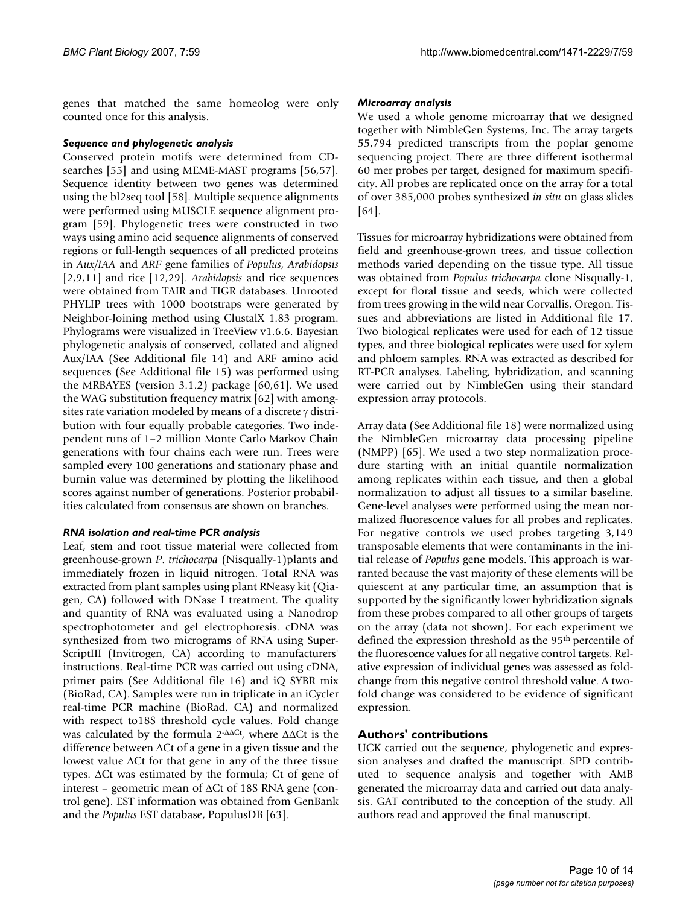genes that matched the same homeolog were only counted once for this analysis.

### Sequence and phylogenetic analysis

Conserved protein motifs were determined from CD-searches [55] and using MEME-MAST programs [56,57]. Sequence identity between two genes was determined using the bl2seq tool [58]. Multiple sequence alignments were performed using MUSCLE sequence alignment program [59]. Phylogenetic trees were constructed in two ways using amino acid sequence alignments of conserved regions or full-length sequences of all predicted proteins in *Aux/IAA* and *ARF* gene families of *Populus*, *Arabidopsis* [2,9,11] and rice [12,29]. *Arabidopsis* and rice sequences were obtained from TAIR and TIGR databases. Unrooted PHYLIP trees with 1000 bootstraps were generated by Neighbor-Joining method using ClustalX 1.83 program. Phylograms were visualized in TreeView v1.6.6. Bayesian phylogenetic analysis of conserved, collated and aligned Aux/IAA (See Additional file 14) and ARF amino acid sequences (See Additional file 15) was performed using the MRBAYES (version 3.1.2) package [60,61]. We used the WAG substitution frequency matrix [62] with among-sites rate variation modeled by means of a discrete $\gamma$ distribution with four equally probable categories. Two independent runs of 1–2 million Monte Carlo Markov Chain generations with four chains each were run. Trees were sampled every 100 generations and stationary phase and burnin value was determined by plotting the likelihood scores against number of generations. Posterior probabilities calculated from consensus are shown on branches.

### RNA isolation and real-time PCR analysis

Leaf, stem and root tissue material were collected from greenhouse-grown *P. trichocarpa* (Nisqually-1)plants and immediately frozen in liquid nitrogen. Total RNA was extracted from plant samples using plant RNeasy kit (Qiagen, CA) followed with DNase I treatment. The quality and quantity of RNA was evaluated using a Nanodrop spectrophotometer and gel electrophoresis. cDNA was synthesized from two micrograms of RNA using SuperScriptIII (Invitrogen, CA) according to manufacturers' instructions. Real-time PCR was carried out using cDNA, primer pairs (See Additional file 16) and iQ SYBR mix (BioRad, CA). Samples were run in triplicate in an iCycler real-time PCR machine (BioRad, CA) and normalized with respect to18S threshold cycle values. Fold change was calculated by the formula $2^{-\Delta\Delta Ct}$, where $\Delta\Delta$Ct is the difference between $\Delta$Ct of a gene in a given tissue and the lowest value $\Delta$Ct for that gene in any of the three tissue types. $\Delta$Ct was estimated by the formula; Ct of gene of interest – geometric mean of $\Delta$Ct of 18S RNA gene (control gene). EST information was obtained from GenBank and the *Populus* EST database, PopulusDB [63].

### Microarray analysis

We used a whole genome microarray that we designed together with NimbleGen Systems, Inc. The array targets 55,794 predicted transcripts from the poplar genome sequencing project. There are three different isothermal 60 mer probes per target, designed for maximum specificity. All probes are replicated once on the array for a total of over 385,000 probes synthesized *in situ* on glass slides [64].

Tissues for microarray hybridizations were obtained from field and greenhouse-grown trees, and tissue collection methods varied depending on the tissue type. All tissue was obtained from *Populus trichocarpa* clone Nisqually-1, except for floral tissue and seeds, which were collected from trees growing in the wild near Corvallis, Oregon. Tissues and abbreviations are listed in Additional file 17. Two biological replicates were used for each of 12 tissue types, and three biological replicates were used for xylem and phloem samples. RNA was extracted as described for RT-PCR analyses. Labeling, hybridization, and scanning were carried out by NimbleGen using their standard expression array protocols.

Array data (See Additional file 18) were normalized using the NimbleGen microarray data processing pipeline (NMPP) [65]. We used a two step normalization procedure starting with an initial quantile normalization among replicates within each tissue, and then a global normalization to adjust all tissues to a similar baseline. Gene-level analyses were performed using the mean normalized fluorescence values for all probes and replicates. For negative controls we used probes targeting 3,149 transposable elements that were contaminants in the initial release of *Populus* gene models. This approach is warranted because the vast majority of these elements will be quiescent at any particular time, an assumption that is supported by the significantly lower hybridization signals from these probes compared to all other groups of targets on the array (data not shown). For each experiment we defined the expression threshold as the 95[th] percentile of the fluorescence values for all negative control targets. Relative expression of individual genes was assessed as fold-change from this negative control threshold value. A two-fold change was considered to be evidence of significant expression.

## Authors' contributions

UCK carried out the sequence, phylogenetic and expression analyses and drafted the manuscript. SPD contributed to sequence analysis and together with AMB generated the microarray data and carried out data analysis. GAT contributed to the conception of the study. All authors read and approved the final manuscript.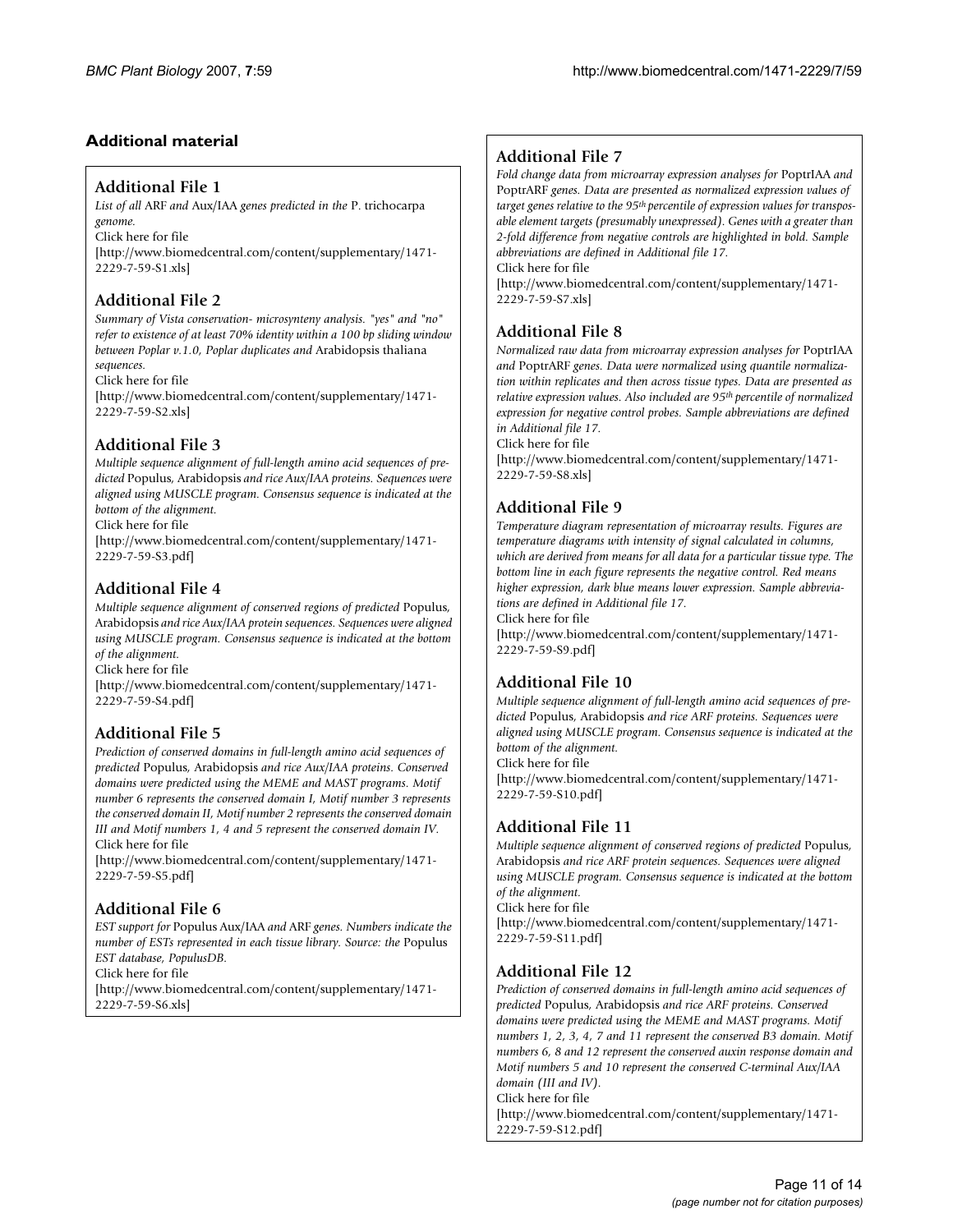## Additional material

### Additional File 1

*List of all* ARF *and* Aux/IAA *genes predicted in the* P. trichocarpa *genome.*

Click here for file

[http://www.biomedcentral.com/content/supplementary/1471-2229-7-59-S1.xls]

### Additional File 2

*Summary of Vista conservation- microsynteny analysis. "yes" and "no" refer to existence of at least 70% identity within a 100 bp sliding window between Poplar v.1.0, Poplar duplicates and* Arabidopsis thaliana *sequences.*

Click here for file

[http://www.biomedcentral.com/content/supplementary/1471-2229-7-59-S2.xls]

### Additional File 3

*Multiple sequence alignment of full-length amino acid sequences of predicted* Populus, Arabidopsis *and rice Aux/IAA proteins. Sequences were aligned using MUSCLE program. Consensus sequence is indicated at the bottom of the alignment.*

Click here for file

[http://www.biomedcentral.com/content/supplementary/1471-2229-7-59-S3.pdf]

### Additional File 4

*Multiple sequence alignment of conserved regions of predicted* Populus, Arabidopsis *and rice Aux/IAA protein sequences. Sequences were aligned using MUSCLE program. Consensus sequence is indicated at the bottom of the alignment.*

Click here for file

[http://www.biomedcentral.com/content/supplementary/1471-2229-7-59-S4.pdf]

### Additional File 5

*Prediction of conserved domains in full-length amino acid sequences of predicted* Populus, Arabidopsis *and rice Aux/IAA proteins. Conserved domains were predicted using the MEME and MAST programs. Motif number 6 represents the conserved domain I, Motif number 3 represents the conserved domain II, Motif number 2 represents the conserved domain III and Motif numbers 1, 4 and 5 represent the conserved domain IV.*

Click here for file

[http://www.biomedcentral.com/content/supplementary/1471-2229-7-59-S5.pdf]

### Additional File 6

*EST support for* Populus Aux/IAA *and* ARF *genes. Numbers indicate the number of ESTs represented in each tissue library. Source: the* Populus *EST database, PopulusDB.*

Click here for file

[http://www.biomedcentral.com/content/supplementary/1471-2229-7-59-S6.xls]

### Additional File 7

*Fold change data from microarray expression analyses for* PoptrIAA *and* PoptrARF *genes. Data are presented as normalized expression values of target genes relative to the 95th percentile of expression values for transposable element targets (presumably unexpressed). Genes with a greater than 2-fold difference from negative controls are highlighted in bold. Sample abbreviations are defined in Additional file 17.*

Click here for file

[http://www.biomedcentral.com/content/supplementary/1471-2229-7-59-S7.xls]

### Additional File 8

*Normalized raw data from microarray expression analyses for* PoptrIAA *and* PoptrARF *genes. Data were normalized using quantile normalization within replicates and then across tissue types. Data are presented as relative expression values. Also included are 95th percentile of normalized expression for negative control probes. Sample abbreviations are defined in Additional file 17.*

Click here for file

[http://www.biomedcentral.com/content/supplementary/1471-2229-7-59-S8.xls]

### Additional File 9

*Temperature diagram representation of microarray results. Figures are temperature diagrams with intensity of signal calculated in columns, which are derived from means for all data for a particular tissue type. The bottom line in each figure represents the negative control. Red means higher expression, dark blue means lower expression. Sample abbreviations are defined in Additional file 17.*

Click here for file

[http://www.biomedcentral.com/content/supplementary/1471-2229-7-59-S9.pdf]

### Additional File 10

*Multiple sequence alignment of full-length amino acid sequences of predicted* Populus, Arabidopsis *and rice ARF proteins. Sequences were aligned using MUSCLE program. Consensus sequence is indicated at the bottom of the alignment.*

Click here for file

[http://www.biomedcentral.com/content/supplementary/1471-2229-7-59-S10.pdf]

### Additional File 11

*Multiple sequence alignment of conserved regions of predicted* Populus, Arabidopsis *and rice ARF protein sequences. Sequences were aligned using MUSCLE program. Consensus sequence is indicated at the bottom of the alignment.*

Click here for file

[http://www.biomedcentral.com/content/supplementary/1471-2229-7-59-S11.pdf]

### Additional File 12

*Prediction of conserved domains in full-length amino acid sequences of predicted* Populus, Arabidopsis *and rice ARF proteins. Conserved domains were predicted using the MEME and MAST programs. Motif numbers 1, 2, 3, 4, 7 and 11 represent the conserved B3 domain. Motif numbers 6, 8 and 12 represent the conserved auxin response domain and Motif numbers 5 and 10 represent the conserved C-terminal Aux/IAA domain (III and IV).*

Click here for file

[http://www.biomedcentral.com/content/supplementary/1471-2229-7-59-S12.pdf]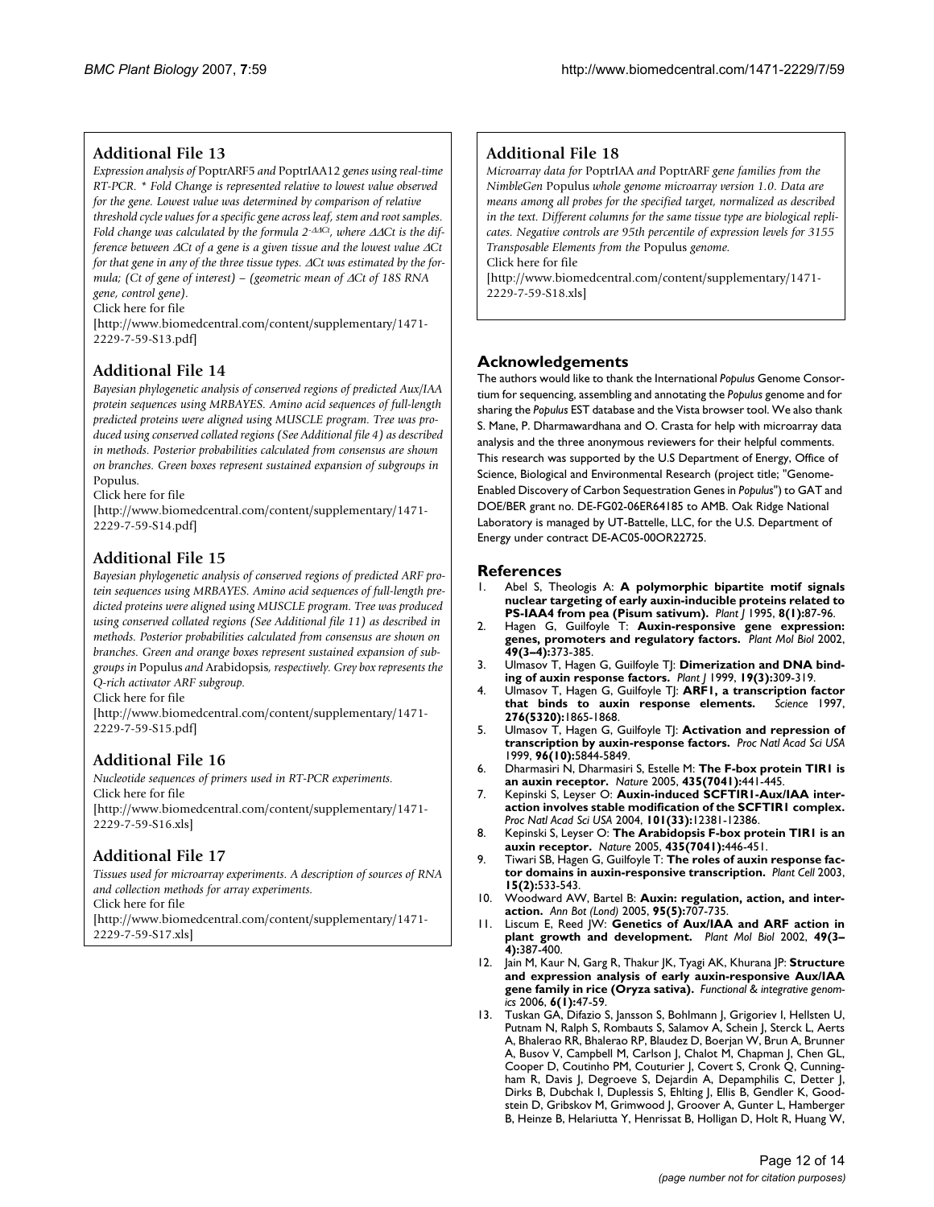### Additional File 13

*Expression analysis of* PoptrARF5 *and* PoptrIAA12 *genes using real-time RT-PCR. * Fold Change is represented relative to lowest value observed for the gene. Lowest value was determined by comparison of relative threshold cycle values for a specific gene across leaf, stem and root samples. Fold change was calculated by the formula $2^{-\Delta\Delta Ct}$, where $\Delta\Delta Ct$ is the difference between $\Delta Ct$ of a gene is a given tissue and the lowest value $\Delta Ct$ for that gene in any of the three tissue types. $\Delta Ct$ was estimated by the formula; (Ct of gene of interest) – (geometric mean of $\Delta Ct$ of 18S RNA gene, control gene).*

Click here for file

[http://www.biomedcentral.com/content/supplementary/1471-2229-7-59-S13.pdf]

### Additional File 14

*Bayesian phylogenetic analysis of conserved regions of predicted Aux/IAA protein sequences using MRBAYES. Amino acid sequences of full-length predicted proteins were aligned using MUSCLE program. Tree was produced using conserved collated regions (See Additional file 4) as described in methods. Posterior probabilities calculated from consensus are shown on branches. Green boxes represent sustained expansion of subgroups in* Populus*.*

Click here for file

[http://www.biomedcentral.com/content/supplementary/1471-2229-7-59-S14.pdf]

### Additional File 15

*Bayesian phylogenetic analysis of conserved regions of predicted ARF protein sequences using MRBAYES. Amino acid sequences of full-length predicted proteins were aligned using MUSCLE program. Tree was produced using conserved collated regions (See Additional file 11) as described in methods. Posterior probabilities calculated from consensus are shown on branches. Green and orange boxes represent sustained expansion of subgroups in* Populus *and* Arabidopsis*, respectively. Grey box represents the Q-rich activator ARF subgroup.*

Click here for file

[http://www.biomedcentral.com/content/supplementary/1471-2229-7-59-S15.pdf]

### Additional File 16

*Nucleotide sequences of primers used in RT-PCR experiments.*

Click here for file

[http://www.biomedcentral.com/content/supplementary/1471-2229-7-59-S16.xls]

### Additional File 17

*Tissues used for microarray experiments. A description of sources of RNA and collection methods for array experiments.*

Click here for file

[http://www.biomedcentral.com/content/supplementary/1471-2229-7-59-S17.xls]

### Additional File 18

*Microarray data for* PoptrIAA *and* PoptrARF *gene families from the NimbleGen* Populus *whole genome microarray version 1.0. Data are means among all probes for the specified target, normalized as described in the text. Different columns for the same tissue type are biological replicates. Negative controls are 95th percentile of expression levels for 3155 Transposable Elements from the* Populus *genome.*

Click here for file

[http://www.biomedcentral.com/content/supplementary/1471-2229-7-59-S18.xls]

## Acknowledgements

The authors would like to thank the International *Populus* Genome Consortium for sequencing, assembling and annotating the *Populus* genome and for sharing the *Populus* EST database and the Vista browser tool. We also thank S. Mane, P. Dharmawardhana and O. Crasta for help with microarray data analysis and the three anonymous reviewers for their helpful comments. This research was supported by the U.S Department of Energy, Office of Science, Biological and Environmental Research (project title; "Genome-Enabled Discovery of Carbon Sequestration Genes in *Populus*") to GAT and DOE/BER grant no. DE-FG02-06ER64185 to AMB. Oak Ridge National Laboratory is managed by UT-Battelle, LLC, for the U.S. Department of Energy under contract DE-AC05-00OR22725.

## References

1. Abel S, Theologis A: **A polymorphic bipartite motif signals nuclear targeting of early auxin-inducible proteins related to PS-IAA4 from pea (Pisum sativum).** *Plant J* 1995, **8(1):**87-96.
2. Hagen G, Guilfoyle T: **Auxin-responsive gene expression: genes, promoters and regulatory factors.** *Plant Mol Biol* 2002, **49(3–4):**373-385.
3. Ulmasov T, Hagen G, Guilfoyle TJ: **Dimerization and DNA binding of auxin response factors.** *Plant J* 1999, **19(3):**309-319.
4. Ulmasov T, Hagen G, Guilfoyle TJ: **ARF1, a transcription factor that binds to auxin response elements.** *Science* 1997, **276(5320):**1865-1868.
5. Ulmasov T, Hagen G, Guilfoyle TJ: **Activation and repression of transcription by auxin-response factors.** *Proc Natl Acad Sci USA* 1999, **96(10):**5844-5849.
6. Dharmasiri N, Dharmasiri S, Estelle M: **The F-box protein TIR1 is an auxin receptor.** *Nature* 2005, **435(7041):**441-445.
7. Kepinski S, Leyser O: **Auxin-induced SCFTIR1-Aux/IAA interaction involves stable modification of the SCFTIR1 complex.** *Proc Natl Acad Sci USA* 2004, **101(33):**12381-12386.
8. Kepinski S, Leyser O: **The Arabidopsis F-box protein TIR1 is an auxin receptor.** *Nature* 2005, **435(7041):**446-451.
9. Tiwari SB, Hagen G, Guilfoyle T: **The roles of auxin response factor domains in auxin-responsive transcription.** *Plant Cell* 2003, **15(2):**533-543.
10. Woodward AW, Bartel B: **Auxin: regulation, action, and interaction.** *Ann Bot (Lond)* 2005, **95(5):**707-735.
11. Liscum E, Reed JW: **Genetics of Aux/IAA and ARF action in plant growth and development.** *Plant Mol Biol* 2002, **49(3–4):**387-400.
12. Jain M, Kaur N, Garg R, Thakur JK, Tyagi AK, Khurana JP: **Structure and expression analysis of early auxin-responsive Aux/IAA gene family in rice (Oryza sativa).** *Functional & integrative genomics* 2006, **6(1):**47-59.
13. Tuskan GA, Difazio S, Jansson S, Bohlmann J, Grigoriev I, Hellsten U, Putnam N, Ralph S, Rombauts S, Salamov A, Schein J, Sterck L, Aerts A, Bhalerao RR, Bhalerao RP, Blaudez D, Boerjan W, Brun A, Brunner A, Busov V, Campbell M, Carlson J, Chalot M, Chapman J, Chen GL, Cooper D, Coutinho PM, Couturier J, Covert S, Cronk Q, Cunningham R, Davis J, Degroeve S, Dejardin A, Depamphilis C, Detter J, Dirks B, Dubchak I, Duplessis S, Ehlting J, Ellis B, Gendler K, Goodstein D, Gribskov M, Grimwood J, Groover A, Gunter L, Hamberger B, Heinze B, Helariutta Y, Henrissat B, Holligan D, Holt R, Huang W,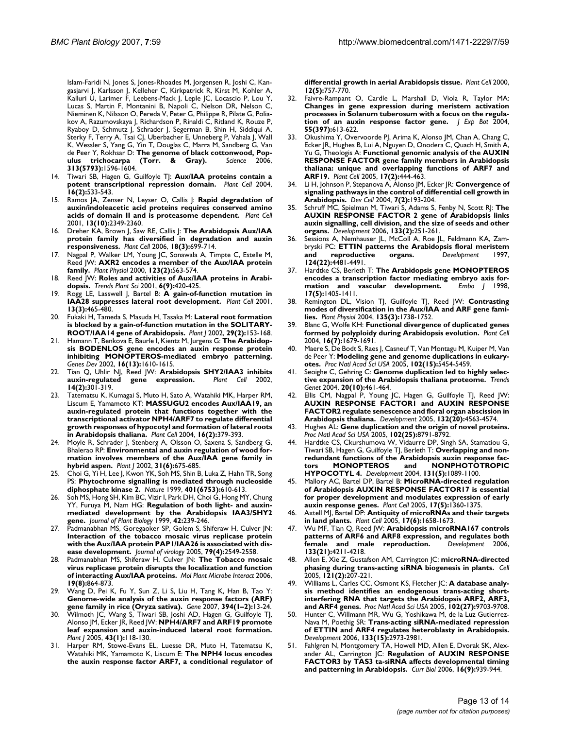Islam-Faridi N, Jones S, Jones-Rhoades M, Jorgensen R, Joshi C, Kangasjarvi J, Karlsson J, Kelleher C, Kirkpatrick R, Kirst M, Kohler A, Kalluri U, Larimer F, Leebens-Mack J, Leple JC, Locascio P, Lou Y, Lucas S, Martin F, Montanini B, Napoli C, Nelson DR, Nelson C, Nieminen K, Nilsson O, Pereda V, Peter G, Philippe R, Pilate G, Poliakov A, Razumovskaya J, Richardson P, Rinaldi C, Ritland K, Rouze P, Ryaboy D, Schmutz J, Schrader J, Segerman B, Shin H, Siddiqui A, Sterky F, Terry A, Tsai CJ, Uberbacher E, Unneberg P, Vahala J, Wall K, Wessler S, Yang G, Yin T, Douglas C, Marra M, Sandberg G, Van de Peer Y, Rokhsar D: **The genome of black cottonwood, Populus trichocarpa (Torr. & Gray).** *Science* 2006, **313(5793)**:1596-1604.

14. Tiwari SB, Hagen G, Guilfoyle TJ: **Aux/IAA proteins contain a potent transcriptional repression domain.** *Plant Cell* 2004, **16(2)**:533-543.
15. Ramos JA, Zenser N, Leyser O, Callis J: **Rapid degradation of auxin/indoleacetic acid proteins requires conserved amino acids of domain II and is proteasome dependent.** *Plant Cell* 2001, **13(10)**:2349-2360.
16. Dreher KA, Brown J, Saw RE, Callis J: **The Arabidopsis Aux/IAA protein family has diversified in degradation and auxin responsiveness.** *Plant Cell* 2006, **18(3)**:699-714.
17. Nagpal P, Walker LM, Young JC, Sonawala A, Timpte C, Estelle M, Reed JW: **AXR2 encodes a member of the Aux/IAA protein family.** *Plant Physiol* 2000, **123(2)**:563-574.
18. Reed JW: **Roles and activities of Aux/IAA proteins in Arabidopsis.** *Trends Plant Sci* 2001, **6(9)**:420-425.
19. Rogg LE, Lasswell J, Bartel B: **A gain-of-function mutation in IAA28 suppresses lateral root development.** *Plant Cell* 2001, **13(3)**:465-480.
20. Fukaki H, Tameda S, Masuda H, Tasaka M: **Lateral root formation is blocked by a gain-of-function mutation in the SOLITARY-ROOT/IAA14 gene of Arabidopsis.** *Plant J* 2002, **29(2)**:153-168.
21. Hamann T, Benkova E, Baurle I, Kientz M, Jurgens G: **The Arabidopsis BODENLOS gene encodes an auxin response protein inhibiting MONOPTEROS-mediated embryo patterning.** *Genes Dev* 2002, **16(13)**:1610-1615.
22. Tian Q, Uhlir NJ, Reed JW: **Arabidopsis SHY2/IAA3 inhibits auxin-regulated gene expression.** *Plant Cell* 2002, **14(2)**:301-319.
23. Tatematsu K, Kumagai S, Muto H, Sato A, Watahiki MK, Harper RM, Liscum E, Yamamoto KT: **MASSUGU2 encodes Aux/IAA19, an auxin-regulated protein that functions together with the transcriptional activator NPH4/ARF7 to regulate differential growth responses of hypocotyl and formation of lateral roots in Arabidopsis thaliana.** *Plant Cell* 2004, **16(2)**:379-393.
24. Moyle R, Schrader J, Stenberg A, Olsson O, Saxena S, Sandberg G, Bhalerao RP: **Environmental and auxin regulation of wood formation involves members of the Aux/IAA gene family in hybrid aspen.** *Plant J* 2002, **31(6)**:675-685.
25. Choi G, Yi H, Lee J, Kwon YK, Soh MS, Shin B, Luka Z, Hahn TR, Song PS: **Phytochrome signalling is mediated through nucleoside diphosphate kinase 2.** *Nature* 1999, **401(6753)**:610-613.
26. Soh MS, Hong SH, Kim BC, Vizir I, Park DH, Choi G, Hong MY, Chung YY, Furuya M, Nam HG: **Regulation of both light- and auxin-mediated development by the Arabidopsis IAA3/SHY2 gene.** *Journal of Plant Biology* 1999, **42**:239-246.
27. Padmanabhan MS, Goregaoker SP, Golem S, Shiferaw H, Culver JN: **Interaction of the tobacco mosaic virus replicase protein with the Aux/IAA protein PAP1/IAA26 is associated with disease development.** *Journal of virology* 2005, **79(4)**:2549-2558.
28. Padmanabhan MS, Shiferaw H, Culver JN: **The Tobacco mosaic virus replicase protein disrupts the localization and function of interacting Aux/IAA proteins.** *Mol Plant Microbe Interact* 2006, **19(8)**:864-873.
29. Wang D, Pei K, Fu Y, Sun Z, Li S, Liu H, Tang K, Han B, Tao Y: **Genome-wide analysis of the auxin response factors (ARF) gene family in rice (Oryza sativa).** *Gene* 2007, **394(1–2)**:13-24.
30. Wilmoth JC, Wang S, Tiwari SB, Joshi AD, Hagen G, Guilfoyle TJ, Alonso JM, Ecker JR, Reed JW: **NPH4/ARF7 and ARF19 promote leaf expansion and auxin-induced lateral root formation.** *Plant J* 2005, **43(1)**:118-130.
31. Harper RM, Stowe-Evans EL, Luesse DR, Muto H, Tatematsu K, Watahiki MK, Yamamoto K, Liscum E: **The NPH4 locus encodes the auxin response factor ARF7, a conditional regulator of differential growth in aerial Arabidopsis tissue.** *Plant Cell* 2000, **12(5)**:757-770.
32. Faivre-Rampant O, Cardle L, Marshall D, Viola R, Taylor MA: **Changes in gene expression during meristem activation processes in Solanum tuberosum with a focus on the regulation of an auxin response factor gene.** *J Exp Bot* 2004, **55(397)**:613-622.
33. Okushima Y, Overvoorde PJ, Arima K, Alonso JM, Chan A, Chang C, Ecker JR, Hughes B, Lui A, Nguyen D, Onodera C, Quach H, Smith A, Yu G, Theologis A: **Functional genomic analysis of the AUXIN RESPONSE FACTOR gene family members in Arabidopsis thaliana: unique and overlapping functions of ARF7 and ARF19.** *Plant Cell* 2005, **17(2)**:444-463.
34. Li H, Johnson P, Stepanova A, Alonso JM, Ecker JR: **Convergence of signaling pathways in the control of differential cell growth in Arabidopsis.** *Dev Cell* 2004, **7(2)**:193-204.
35. Schruff MC, Spielman M, Tiwari S, Adams S, Fenby N, Scott RJ: **The AUXIN RESPONSE FACTOR 2 gene of Arabidopsis links auxin signalling, cell division, and the size of seeds and other organs.** *Development* 2006, **133(2)**:251-261.
36. Sessions A, Nemhauser JL, McColl A, Roe JL, Feldmann KA, Zambryski PC: **ETTIN patterns the Arabidopsis floral meristem and reproductive organs.** *Development* 1997, **124(22)**:4481-4491.
37. Hardtke CS, Berleth T: **The Arabidopsis gene MONOPTEROS encodes a transcription factor mediating embryo axis formation and vascular development.** *Embo J* 1998, **17(5)**:1405-1411.
38. Remington DL, Vision TJ, Guilfoyle TJ, Reed JW: **Contrasting modes of diversification in the Aux/IAA and ARF gene families.** *Plant Physiol* 2004, **135(3)**:1738-1752.
39. Blanc G, Wolfe KH: **Functional divergence of duplicated genes formed by polyploidy during Arabidopsis evolution.** *Plant Cell* 2004, **16(7)**:1679-1691.
40. Maere S, De Bodt S, Raes J, Casneuf T, Van Montagu M, Kuiper M, Van de Peer Y: **Modeling gene and genome duplications in eukaryotes.** *Proc Natl Acad Sci USA* 2005, **102(15)**:5454-5459.
41. Seoighe C, Gehring C: **Genome duplication led to highly selective expansion of the Arabidopsis thaliana proteome.** *Trends Genet* 2004, **20(10)**:461-464.
42. Ellis CM, Nagpal P, Young JC, Hagen G, Guilfoyle TJ, Reed JW: **AUXIN RESPONSE FACTOR1 and AUXIN RESPONSE FACTOR2 regulate senescence and floral organ abscission in Arabidopsis thaliana.** *Development* 2005, **132(20)**:4563-4574.
43. Hughes AL: **Gene duplication and the origin of novel proteins.** *Proc Natl Acad Sci USA* 2005, **102(25)**:8791-8792.
44. Hardtke CS, Ckurshumova W, Vidaurre DP, Singh SA, Stamatiou G, Tiwari SB, Hagen G, Guilfoyle TJ, Berleth T: **Overlapping and non-redundant functions of the Arabidopsis auxin response factors MONOPTEROS and NONPHOTOTROPIC HYPOCOTYL 4.** *Development* 2004, **131(5)**:1089-1100.
45. Mallory AC, Bartel DP, Bartel B: **MicroRNA-directed regulation of Arabidopsis AUXIN RESPONSE FACTOR17 is essential for proper development and modulates expression of early auxin response genes.** *Plant Cell* 2005, **17(5)**:1360-1375.
46. Axtell MJ, Bartel DP: **Antiquity of microRNAs and their targets in land plants.** *Plant Cell* 2005, **17(6)**:1658-1673.
47. Wu MF, Tian Q, Reed JW: **Arabidopsis microRNA167 controls patterns of ARF6 and ARF8 expression, and regulates both female and male reproduction.** *Development* 2006, **133(21)**:4211-4218.
48. Allen E, Xie Z, Gustafson AM, Carrington JC: **microRNA-directed phasing during trans-acting siRNA biogenesis in plants.** *Cell* 2005, **121(2)**:207-221.
49. Williams L, Carles CC, Osmont KS, Fletcher JC: **A database analysis method identifies an endogenous trans-acting short-interfering RNA that targets the Arabidopsis ARF2, ARF3, and ARF4 genes.** *Proc Natl Acad Sci USA* 2005, **102(27)**:9703-9708.
50. Hunter C, Willmann MR, Wu G, Yoshikawa M, de la Luz Gutierrez-Nava M, Poethig SR: **Trans-acting siRNA-mediated repression of ETTIN and ARF4 regulates heteroblasty in Arabidopsis.** *Development* 2006, **133(15)**:2973-2981.
51. Fahlgren N, Montgomery TA, Howell MD, Allen E, Dvorak SK, Alexander AL, Carrington JC: **Regulation of AUXIN RESPONSE FACTOR3 by TAS3 ta-siRNA affects developmental timing and patterning in Arabidopsis.** *Curr Biol* 2006, **16(9)**:939-944.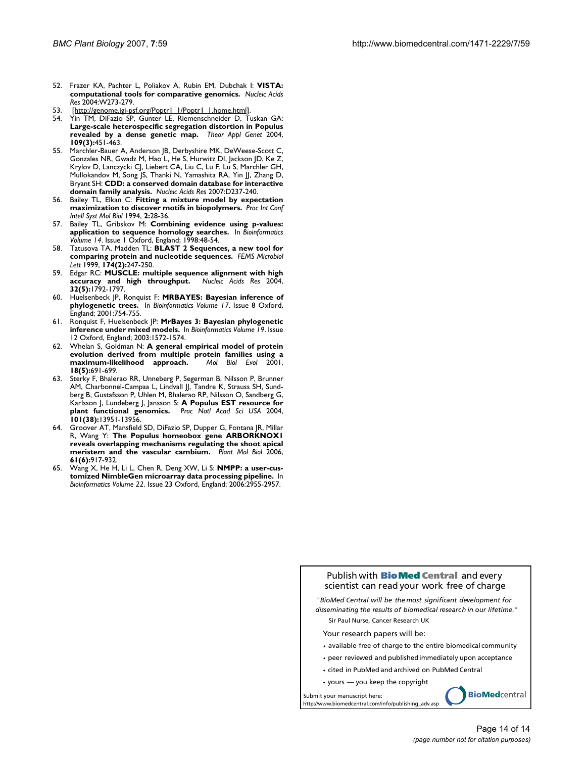52. Frazer KA, Pachter L, Poliakov A, Rubin EM, Dubchak I: **VISTA: computational tools for comparative genomics.** *Nucleic Acids Res* 2004:W273-279.
53. [http://genome.jgi-psf.org/Poptr1_1/Poptr1_1.home.html].
54. Yin TM, DiFazio SP, Gunter LE, Riemenschneider D, Tuskan GA: **Large-scale heterospecific segregation distortion in Populus revealed by a dense genetic map.** *Theor Appl Genet* 2004, **109(3):**451-463.
55. Marchler-Bauer A, Anderson JB, Derbyshire MK, DeWeese-Scott C, Gonzales NR, Gwadz M, Hao L, He S, Hurwitz DI, Jackson JD, Ke Z, Krylov D, Lanczycki CJ, Liebert CA, Liu C, Lu F, Lu S, Marchler GH, Mullokandov M, Song JS, Thanki N, Yamashita RA, Yin JJ, Zhang D, Bryant SH: **CDD: a conserved domain database for interactive domain family analysis.** *Nucleic Acids Res* 2007:D237-240.
56. Bailey TL, Elkan C: **Fitting a mixture model by expectation maximization to discover motifs in biopolymers.** *Proc Int Conf Intell Syst Mol Biol* 1994, **2:**28-36.
57. Bailey TL, Gribskov M: **Combining evidence using p-values: application to sequence homology searches.** In *Bioinformatics Volume 14*. Issue 1 Oxford, England; 1998:48-54.
58. Tatusova TA, Madden TL: **BLAST 2 Sequences, a new tool for comparing protein and nucleotide sequences.** *FEMS Microbiol Lett* 1999, **174(2):**247-250.
59. Edgar RC: **MUSCLE: multiple sequence alignment with high accuracy and high throughput.** *Nucleic Acids Res* 2004, **32(5):**1792-1797.
60. Huelsenbeck JP, Ronquist F: **MRBAYES: Bayesian inference of phylogenetic trees.** In *Bioinformatics Volume 17*. Issue 8 Oxford, England; 2001:754-755.
61. Ronquist F, Huelsenbeck JP: **MrBayes 3: Bayesian phylogenetic inference under mixed models.** In *Bioinformatics Volume 19*. Issue 12 Oxford, England; 2003:1572-1574.
62. Whelan S, Goldman N: **A general empirical model of protein evolution derived from multiple protein families using a maximum-likelihood approach.** *Mol Biol Evol* 2001, **18(5):**691-699.
63. Sterky F, Bhalerao RR, Unneberg P, Segerman B, Nilsson P, Brunner AM, Charbonnel-Campaa L, Lindvall JJ, Tandre K, Strauss SH, Sundberg B, Gustafsson P, Uhlen M, Bhalerao RP, Nilsson O, Sandberg G, Karlsson J, Lundeberg J, Jansson S: **A Populus EST resource for plant functional genomics.** *Proc Natl Acad Sci USA* 2004, **101(38):**13951-13956.
64. Groover AT, Mansfield SD, DiFazio SP, Dupper G, Fontana JR, Millar R, Wang Y: **The Populus homeobox gene ARBORKNOX1 reveals overlapping mechanisms regulating the shoot apical meristem and the vascular cambium.** *Plant Mol Biol* 2006, **61(6):**917-932.
65. Wang X, He H, Li L, Chen R, Deng XW, Li S: **NMPP: a user-customized NimbleGen microarray data processing pipeline.** In *Bioinformatics Volume 22*. Issue 23 Oxford, England; 2006:2955-2957.

Publish with **BioMed Central** and every scientist can read your work free of charge

*"BioMed Central will be the most significant development for disseminating the results of biomedical research in our lifetime."*
Sir Paul Nurse, Cancer Research UK

Your research papers will be:

- available free of charge to the entire biomedical community
- peer reviewed and published immediately upon acceptance
- cited in PubMed and archived on PubMed Central
- yours — you keep the copyright

Submit your manuscript here:
http://www.biomedcentral.com/info/publishing_adv.asp

**BioMed**central